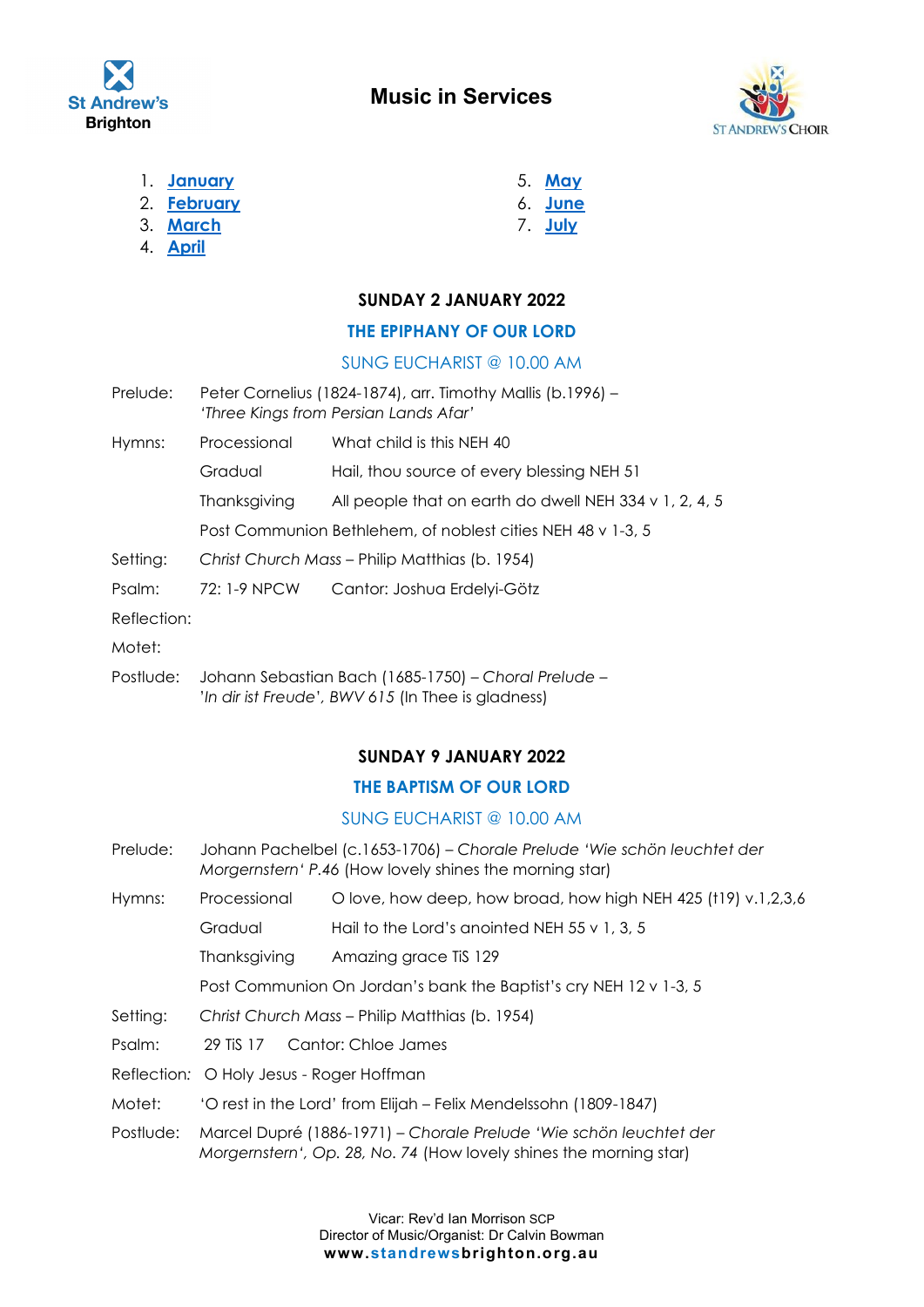St Andrew's Brighton

# Music in Services

ST ANDREW'S CHOIR

1. [January]
2. [February]
3. [March]
4. [April]
5. [May]
6. [June]
7. [July]

## SUNDAY 2 JANUARY 2022

### THE EPIPHANY OF OUR LORD

SUNG EUCHARIST @ 10.00 AM

Prelude: Peter Cornelius (1824-1874), arr. Timothy Mallis (b.1996) – *'Three Kings from Persian Lands Afar'*

Hymns:
- Processional — What child is this NEH 40
- Gradual — Hail, thou source of every blessing NEH 51
- Thanksgiving — All people that on earth do dwell NEH 334 v 1, 2, 4, 5
- Post Communion — Bethlehem, of noblest cities NEH 48 v 1-3, 5

Setting: *Christ Church Mass* – Philip Matthias (b. 1954)

Psalm: 72: 1-9 NPCW — Cantor: Joshua Erdelyi-Götz

Reflection:

Motet:

Postlude: Johann Sebastian Bach (1685-1750) – *Choral Prelude – 'In dir ist Freude', BWV 615* (In Thee is gladness)

## SUNDAY 9 JANUARY 2022

### THE BAPTISM OF OUR LORD

SUNG EUCHARIST @ 10.00 AM

Prelude: Johann Pachelbel (c.1653-1706) – *Chorale Prelude 'Wie schön leuchtet der Morgernstern' P.46* (How lovely shines the morning star)

Hymns:
- Processional — O love, how deep, how broad, how high NEH 425 (t19) v.1,2,3,6
- Gradual — Hail to the Lord's anointed NEH 55 v 1, 3, 5
- Thanksgiving — Amazing grace TiS 129
- Post Communion — On Jordan's bank the Baptist's cry NEH 12 v 1-3, 5

Setting: *Christ Church Mass* – Philip Matthias (b. 1954)

Psalm: 29 TiS 17 — Cantor: Chloe James

Reflection: O Holy Jesus - Roger Hoffman

Motet: 'O rest in the Lord' from Elijah – Felix Mendelssohn (1809-1847)

Postlude: Marcel Dupré (1886-1971) – *Chorale Prelude 'Wie schön leuchtet der Morgernstern', Op. 28, No. 74* (How lovely shines the morning star)

Vicar: Rev'd Ian Morrison SCP
Director of Music/Organist: Dr Calvin Bowman
www.standrewsbrighton.org.au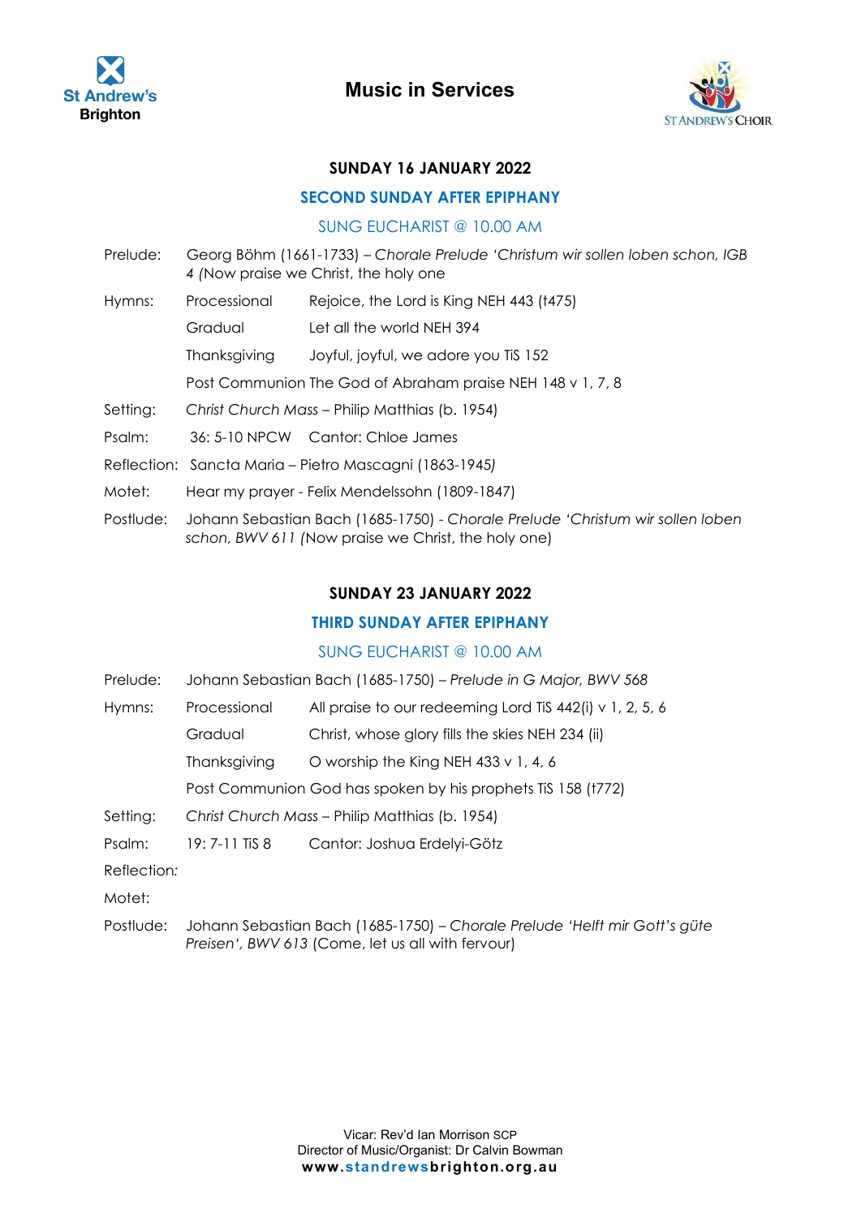St Andrew's Brighton

# Music in Services

ST ANDREW'S CHOIR

## SUNDAY 16 JANUARY 2022

### SECOND SUNDAY AFTER EPIPHANY

SUNG EUCHARIST @ 10.00 AM

Prelude: Georg Böhm (1661-1733) – *Chorale Prelude 'Christum wir sollen loben schon, IGB 4 (*Now praise we Christ, the holy one

Hymns: Processional Rejoice, the Lord is King NEH 443 (t475)

Gradual Let all the world NEH 394

Thanksgiving Joyful, joyful, we adore you TiS 152

Post Communion The God of Abraham praise NEH 148 v 1, 7, 8

Setting: *Christ Church Mass* – Philip Matthias (b. 1954)

Psalm: 36: 5-10 NPCW Cantor: Chloe James

Reflection: Sancta Maria – Pietro Mascagni (1863-1945*)*

Motet: Hear my prayer - Felix Mendelssohn (1809-1847)

Postlude: Johann Sebastian Bach (1685-1750) - *Chorale Prelude 'Christum wir sollen loben schon, BWV 611 (*Now praise we Christ, the holy one)

## SUNDAY 23 JANUARY 2022

### THIRD SUNDAY AFTER EPIPHANY

SUNG EUCHARIST @ 10.00 AM

Prelude: Johann Sebastian Bach (1685-1750) – *Prelude in G Major, BWV 568*

Hymns: Processional All praise to our redeeming Lord TiS 442(i) v 1, 2, 5, 6

Gradual Christ, whose glory fills the skies NEH 234 (ii)

Thanksgiving O worship the King NEH 433 v 1, 4, 6

Post Communion God has spoken by his prophets TiS 158 (t772)

Setting: *Christ Church Mass* – Philip Matthias (b. 1954)

Psalm: 19: 7-11 TiS 8 Cantor: Joshua Erdelyi-Götz

Reflection*:*

Motet:

Postlude: Johann Sebastian Bach (1685-1750) – *Chorale Prelude 'Helft mir Gott's güte Preisen', BWV 613* (Come, let us all with fervour)

Vicar: Rev'd Ian Morrison SCP
Director of Music/Organist: Dr Calvin Bowman
**www.standrewsbrighton.org.au**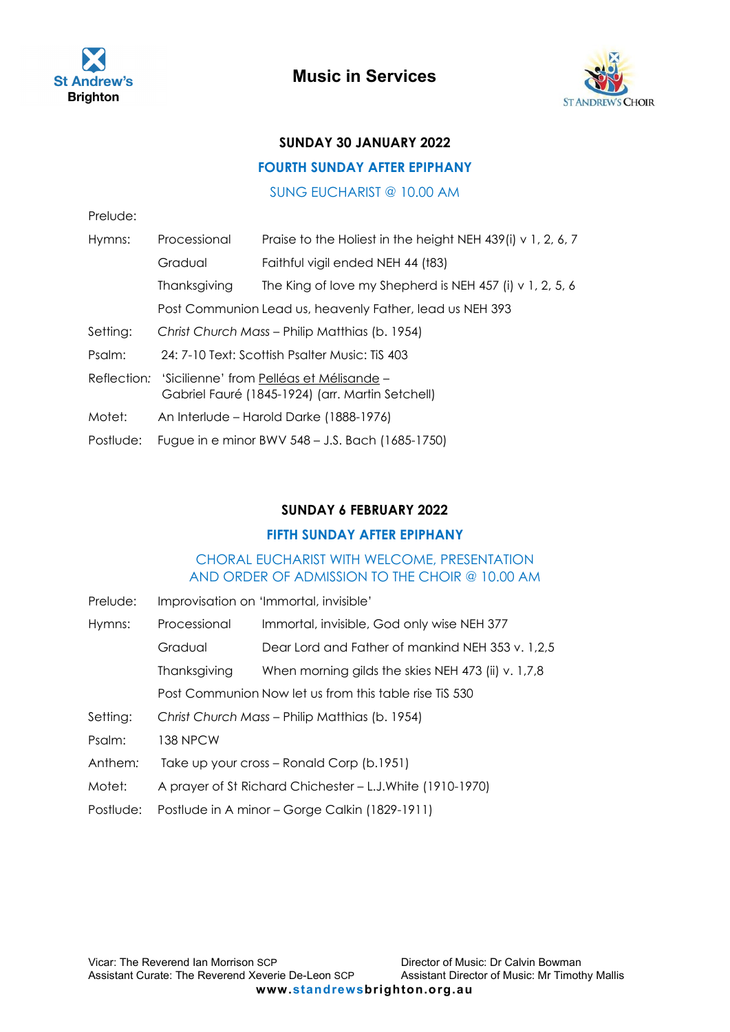St Andrew's Brighton

# Music in Services

ST ANDREW'S CHOIR

## SUNDAY 30 JANUARY 2022

### FOURTH SUNDAY AFTER EPIPHANY

SUNG EUCHARIST @ 10.00 AM

| | | |
|---|---|---|
| Prelude: | | |
| Hymns: | Processional | Praise to the Holiest in the height NEH 439(i) v 1, 2, 6, 7 |
| | Gradual | Faithful vigil ended NEH 44 (t83) |
| | Thanksgiving | The King of love my Shepherd is NEH 457 (i) v 1, 2, 5, 6 |
| | Post Communion | Lead us, heavenly Father, lead us NEH 393 |
| Setting: | *Christ Church Mass* – Philip Matthias (b. 1954) | |
| Psalm: | 24: 7-10 Text: Scottish Psalter Music: TiS 403 | |
| Reflection: | 'Sicilienne' from Pelléas et Mélisande – Gabriel Fauré (1845-1924) (arr. Martin Setchell) | |
| Motet: | An Interlude – Harold Darke (1888-1976) | |
| Postlude: | Fugue in e minor BWV 548 – J.S. Bach (1685-1750) | |

## SUNDAY 6 FEBRUARY 2022

### FIFTH SUNDAY AFTER EPIPHANY

CHORAL EUCHARIST WITH WELCOME, PRESENTATION AND ORDER OF ADMISSION TO THE CHOIR @ 10.00 AM

| | | |
|---|---|---|
| Prelude: | Improvisation on 'Immortal, invisible' | |
| Hymns: | Processional | Immortal, invisible, God only wise NEH 377 |
| | Gradual | Dear Lord and Father of mankind NEH 353 v. 1,2,5 |
| | Thanksgiving | When morning gilds the skies NEH 473 (ii) v. 1,7,8 |
| | Post Communion | Now let us from this table rise TiS 530 |
| Setting: | *Christ Church Mass* – Philip Matthias (b. 1954) | |
| Psalm: | 138 NPCW | |
| Anthem: | Take up your cross – Ronald Corp (b.1951) | |
| Motet: | A prayer of St Richard Chichester – L.J.White (1910-1970) | |
| Postlude: | Postlude in A minor – Gorge Calkin (1829-1911) | |

Vicar: The Reverend Ian Morrison SCP
Assistant Curate: The Reverend Xeverie De-Leon SCP

Director of Music: Dr Calvin Bowman
Assistant Director of Music: Mr Timothy Mallis

www.standrewsbrighton.org.au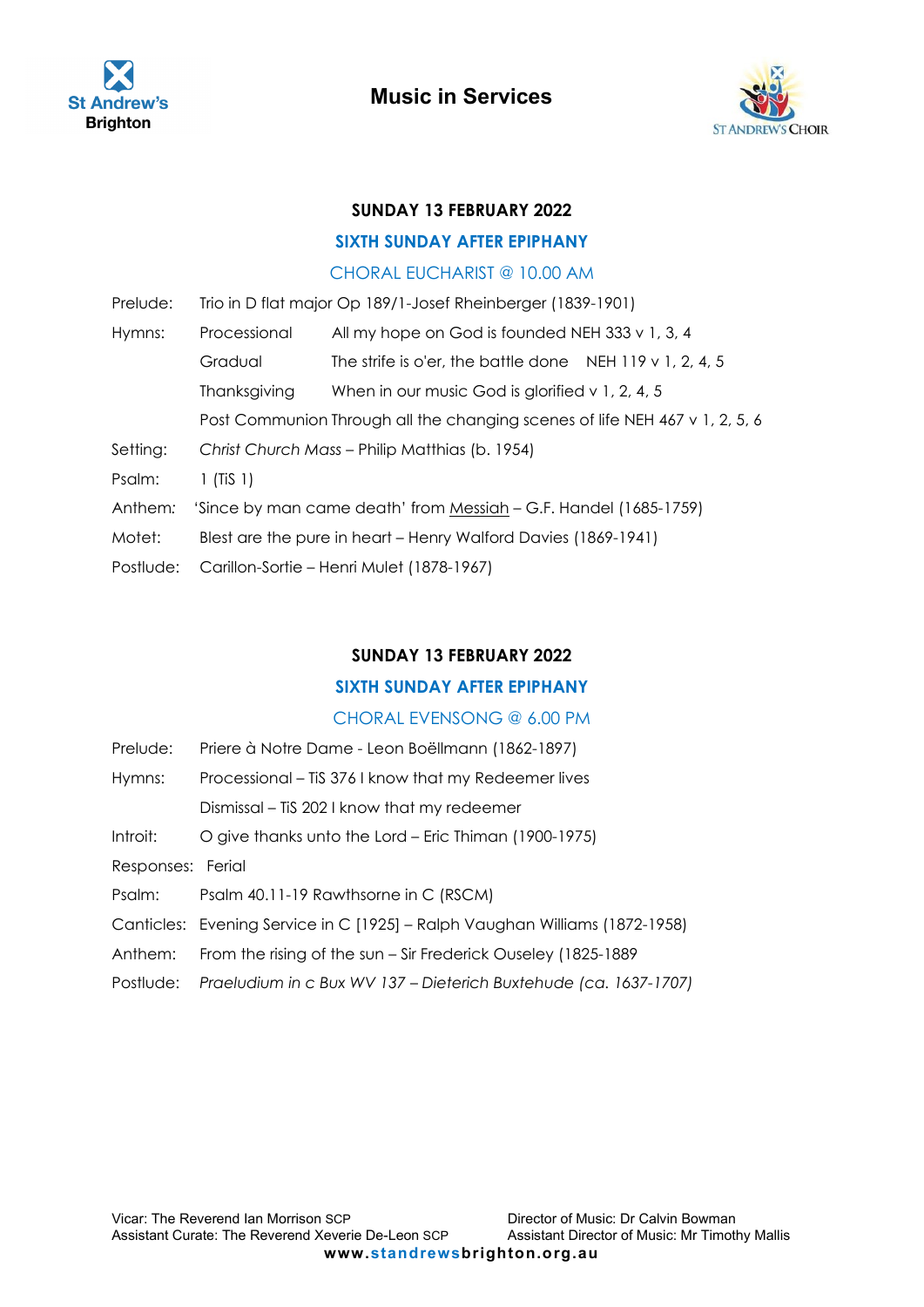St Andrew's Brighton

# Music in Services

ST ANDREW'S CHOIR

### SUNDAY 13 FEBRUARY 2022

### SIXTH SUNDAY AFTER EPIPHANY

CHORAL EUCHARIST @ 10.00 AM

Prelude: Trio in D flat major Op 189/1-Josef Rheinberger (1839-1901)

Hymns: Processional All my hope on God is founded NEH 333 v 1, 3, 4

Gradual The strife is o'er, the battle done NEH 119 v 1, 2, 4, 5

Thanksgiving When in our music God is glorified v 1, 2, 4, 5

Post Communion Through all the changing scenes of life NEH 467 v 1, 2, 5, 6

Setting: *Christ Church Mass* – Philip Matthias (b. 1954)

Psalm: 1 (TiS 1)

Anthem: 'Since by man came death' from Messiah – G.F. Handel (1685-1759)

Motet: Blest are the pure in heart – Henry Walford Davies (1869-1941)

Postlude: Carillon-Sortie – Henri Mulet (1878-1967)

### SUNDAY 13 FEBRUARY 2022

### SIXTH SUNDAY AFTER EPIPHANY

CHORAL EVENSONG @ 6.00 PM

Prelude: Priere à Notre Dame - Leon Boëllmann (1862-1897)

Hymns: Processional – TiS 376 I know that my Redeemer lives

Dismissal – TiS 202 I know that my redeemer

Introit: O give thanks unto the Lord – Eric Thiman (1900-1975)

Responses: Ferial

Psalm: Psalm 40.11-19 Rawthsorne in C (RSCM)

Canticles: Evening Service in C [1925] – Ralph Vaughan Williams (1872-1958)

Anthem: From the rising of the sun – Sir Frederick Ouseley (1825-1889

Postlude: *Praeludium in c Bux WV 137 – Dieterich Buxtehude (ca. 1637-1707)*

Vicar: The Reverend Ian Morrison SCP
Assistant Curate: The Reverend Xeverie De-Leon SCP

Director of Music: Dr Calvin Bowman
Assistant Director of Music: Mr Timothy Mallis

www.standrewsbrighton.org.au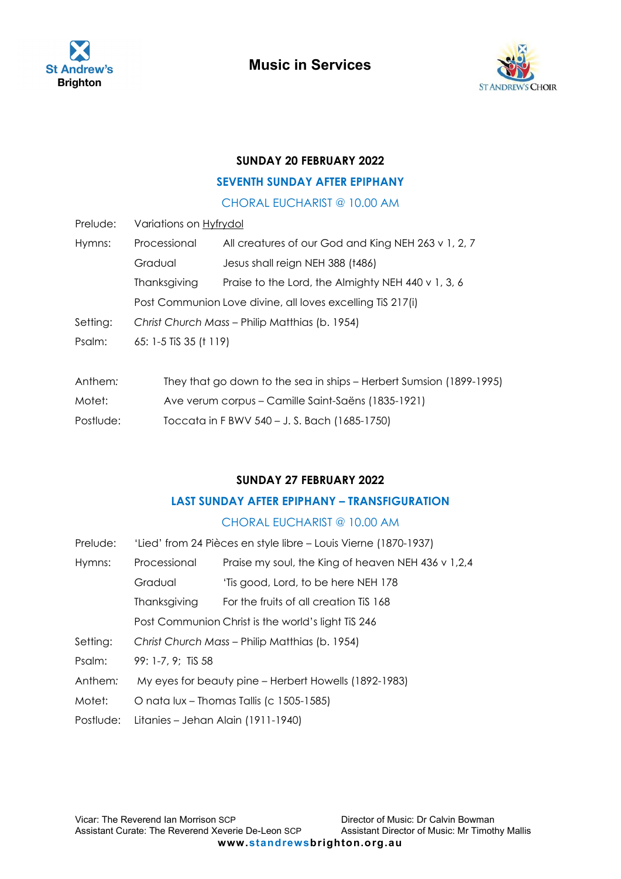St Andrew's Brighton

# Music in Services

ST ANDREW'S CHOIR

## SUNDAY 20 FEBRUARY 2022

### SEVENTH SUNDAY AFTER EPIPHANY

CHORAL EUCHARIST @ 10.00 AM

| | | |
|---|---|---|
| Prelude: | Variations on Hyfrydol | |
| Hymns: | Processional | All creatures of our God and King NEH 263 v 1, 2, 7 |
| | Gradual | Jesus shall reign NEH 388 (t486) |
| | Thanksgiving | Praise to the Lord, the Almighty NEH 440 v 1, 3, 6 |
| | Post Communion | Love divine, all loves excelling TiS 217(i) |
| Setting: | *Christ Church Mass* – Philip Matthias (b. 1954) | |
| Psalm: | 65: 1-5 TiS 35 (t 119) | |

Anthem: They that go down to the sea in ships – Herbert Sumsion (1899-1995)

Motet: Ave verum corpus – Camille Saint-Saëns (1835-1921)

Postlude: Toccata in F BWV 540 – J. S. Bach (1685-1750)

## SUNDAY 27 FEBRUARY 2022

### LAST SUNDAY AFTER EPIPHANY – TRANSFIGURATION

CHORAL EUCHARIST @ 10.00 AM

| | | |
|---|---|---|
| Prelude: | 'Lied' from 24 Pièces en style libre – Louis Vierne (1870-1937) | |
| Hymns: | Processional | Praise my soul, the King of heaven NEH 436 v 1,2,4 |
| | Gradual | 'Tis good, Lord, to be here NEH 178 |
| | Thanksgiving | For the fruits of all creation TiS 168 |
| | Post Communion | Christ is the world's light TiS 246 |
| Setting: | *Christ Church Mass* – Philip Matthias (b. 1954) | |
| Psalm: | 99: 1-7, 9; TiS 58 | |
| Anthem: | My eyes for beauty pine – Herbert Howells (1892-1983) | |
| Motet: | O nata lux – Thomas Tallis (c 1505-1585) | |
| Postlude: | Litanies – Jehan Alain (1911-1940) | |

Vicar: The Reverend Ian Morrison SCP
Assistant Curate: The Reverend Xeverie De-Leon SCP

Director of Music: Dr Calvin Bowman
Assistant Director of Music: Mr Timothy Mallis

www.standrewsbrighton.org.au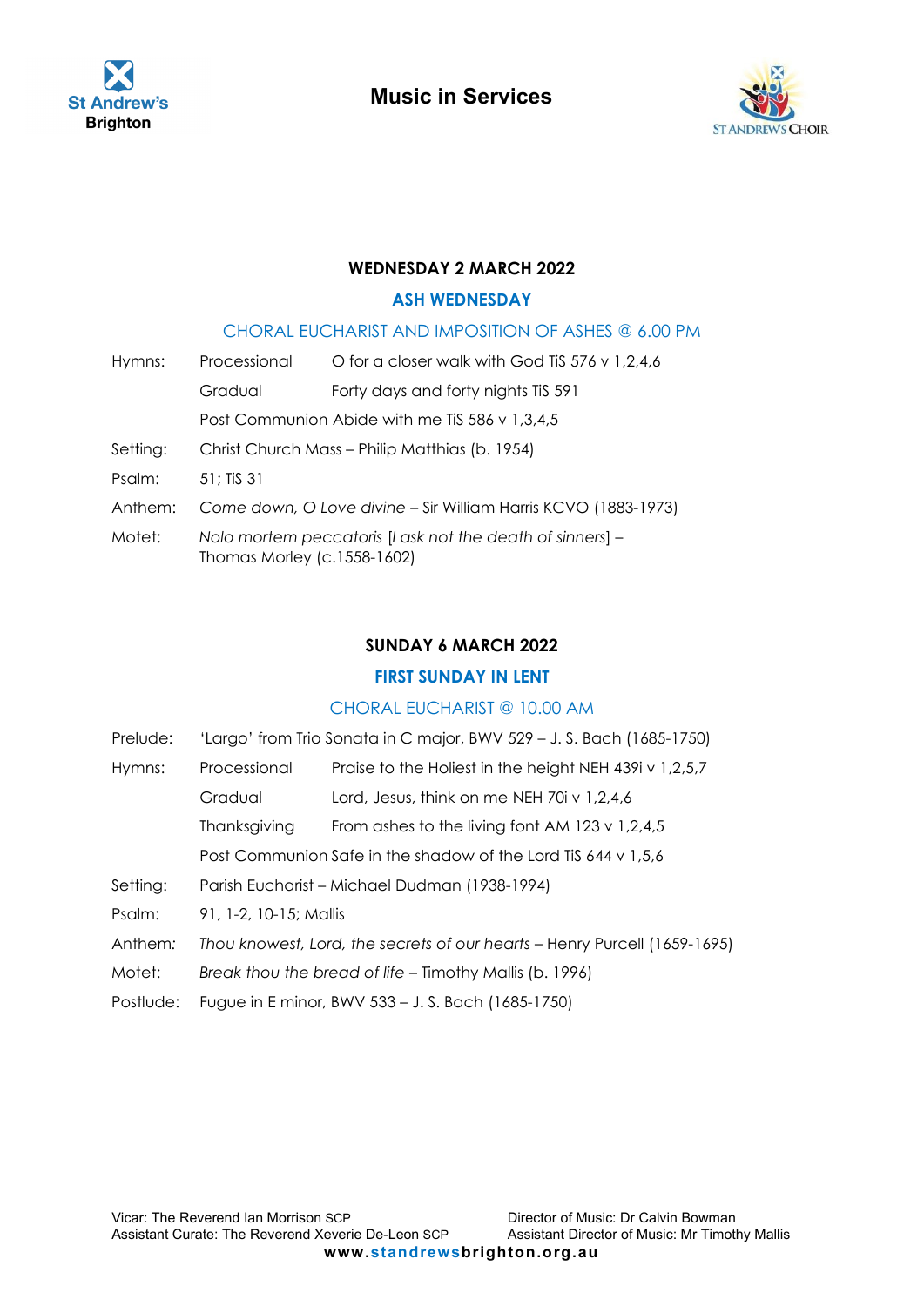# Music in Services

## WEDNESDAY 2 MARCH 2022

### ASH WEDNESDAY

### CHORAL EUCHARIST AND IMPOSITION OF ASHES @ 6.00 PM

| | | |
|---|---|---|
| Hymns: | Processional | O for a closer walk with God TiS 576 v 1,2,4,6 |
| | Gradual | Forty days and forty nights TiS 591 |
| | Post Communion | Abide with me TiS 586 v 1,3,4,5 |
| Setting: | Christ Church Mass – Philip Matthias (b. 1954) | |
| Psalm: | 51; TiS 31 | |
| Anthem: | *Come down, O Love divine* – Sir William Harris KCVO (1883-1973) | |
| Motet: | *Nolo mortem peccatoris* [*I ask not the death of sinners*] – Thomas Morley (c.1558-1602) | |

## SUNDAY 6 MARCH 2022

### FIRST SUNDAY IN LENT

### CHORAL EUCHARIST @ 10.00 AM

| | | |
|---|---|---|
| Prelude: | 'Largo' from Trio Sonata in C major, BWV 529 – J. S. Bach (1685-1750) | |
| Hymns: | Processional | Praise to the Holiest in the height NEH 439i v 1,2,5,7 |
| | Gradual | Lord, Jesus, think on me NEH 70i v 1,2,4,6 |
| | Thanksgiving | From ashes to the living font AM 123 v 1,2,4,5 |
| | Post Communion | Safe in the shadow of the Lord TiS 644 v 1,5,6 |
| Setting: | Parish Eucharist – Michael Dudman (1938-1994) | |
| Psalm: | 91, 1-2, 10-15; Mallis | |
| Anthem: | *Thou knowest, Lord, the secrets of our hearts* – Henry Purcell (1659-1695) | |
| Motet: | *Break thou the bread of life* – Timothy Mallis (b. 1996) | |
| Postlude: | Fugue in E minor, BWV 533 – J. S. Bach (1685-1750) | |

Vicar: The Reverend Ian Morrison SCP
Assistant Curate: The Reverend Xeverie De-Leon SCP

Director of Music: Dr Calvin Bowman
Assistant Director of Music: Mr Timothy Mallis

www.standrewsbrighton.org.au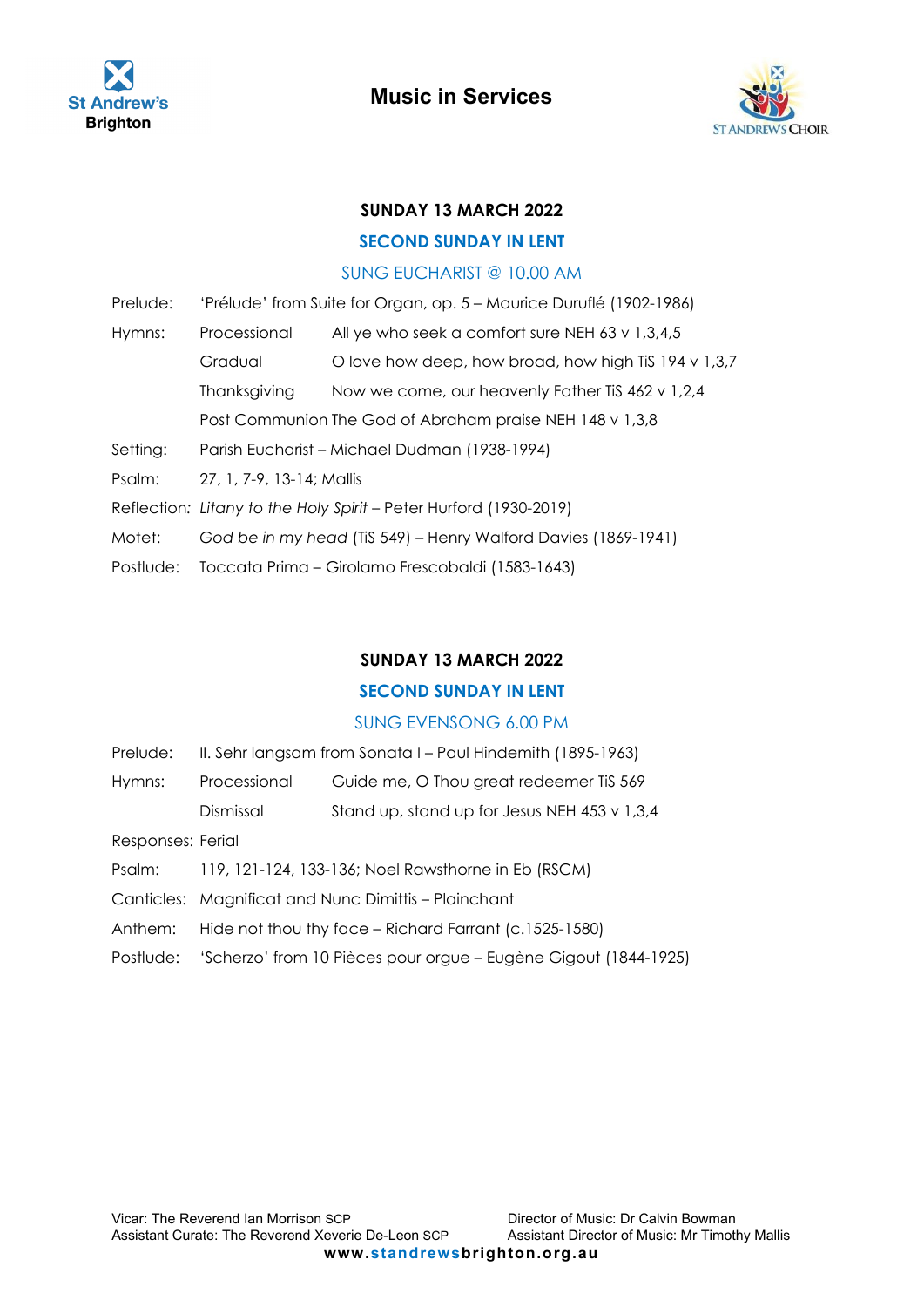St Andrew's Brighton

# Music in Services

ST ANDREW'S CHOIR

## SUNDAY 13 MARCH 2022

### SECOND SUNDAY IN LENT

### SUNG EUCHARIST @ 10.00 AM

Prelude: 'Prélude' from Suite for Organ, op. 5 – Maurice Duruflé (1902-1986)

Hymns: Processional All ye who seek a comfort sure NEH 63 v 1,3,4,5

Gradual O love how deep, how broad, how high TiS 194 v 1,3,7

Thanksgiving Now we come, our heavenly Father TiS 462 v 1,2,4

Post Communion The God of Abraham praise NEH 148 v 1,3,8

Setting: Parish Eucharist – Michael Dudman (1938-1994)

Psalm: 27, 1, 7-9, 13-14; Mallis

Reflection: *Litany to the Holy Spirit* – Peter Hurford (1930-2019)

Motet: *God be in my head* (TiS 549) – Henry Walford Davies (1869-1941)

Postlude: Toccata Prima – Girolamo Frescobaldi (1583-1643)

## SUNDAY 13 MARCH 2022

### SECOND SUNDAY IN LENT

### SUNG EVENSONG 6.00 PM

Prelude: II. Sehr langsam from Sonata I – Paul Hindemith (1895-1963)

Hymns: Processional Guide me, O Thou great redeemer TiS 569

Dismissal Stand up, stand up for Jesus NEH 453 v 1,3,4

Responses: Ferial

Psalm: 119, 121-124, 133-136; Noel Rawsthorne in Eb (RSCM)

Canticles: Magnificat and Nunc Dimittis – Plainchant

Anthem: Hide not thou thy face – Richard Farrant (c.1525-1580)

Postlude: 'Scherzo' from 10 Pièces pour orgue – Eugène Gigout (1844-1925)

Vicar: The Reverend Ian Morrison SCP
Assistant Curate: The Reverend Xeverie De-Leon SCP

Director of Music: Dr Calvin Bowman
Assistant Director of Music: Mr Timothy Mallis

www.standrewsbrighton.org.au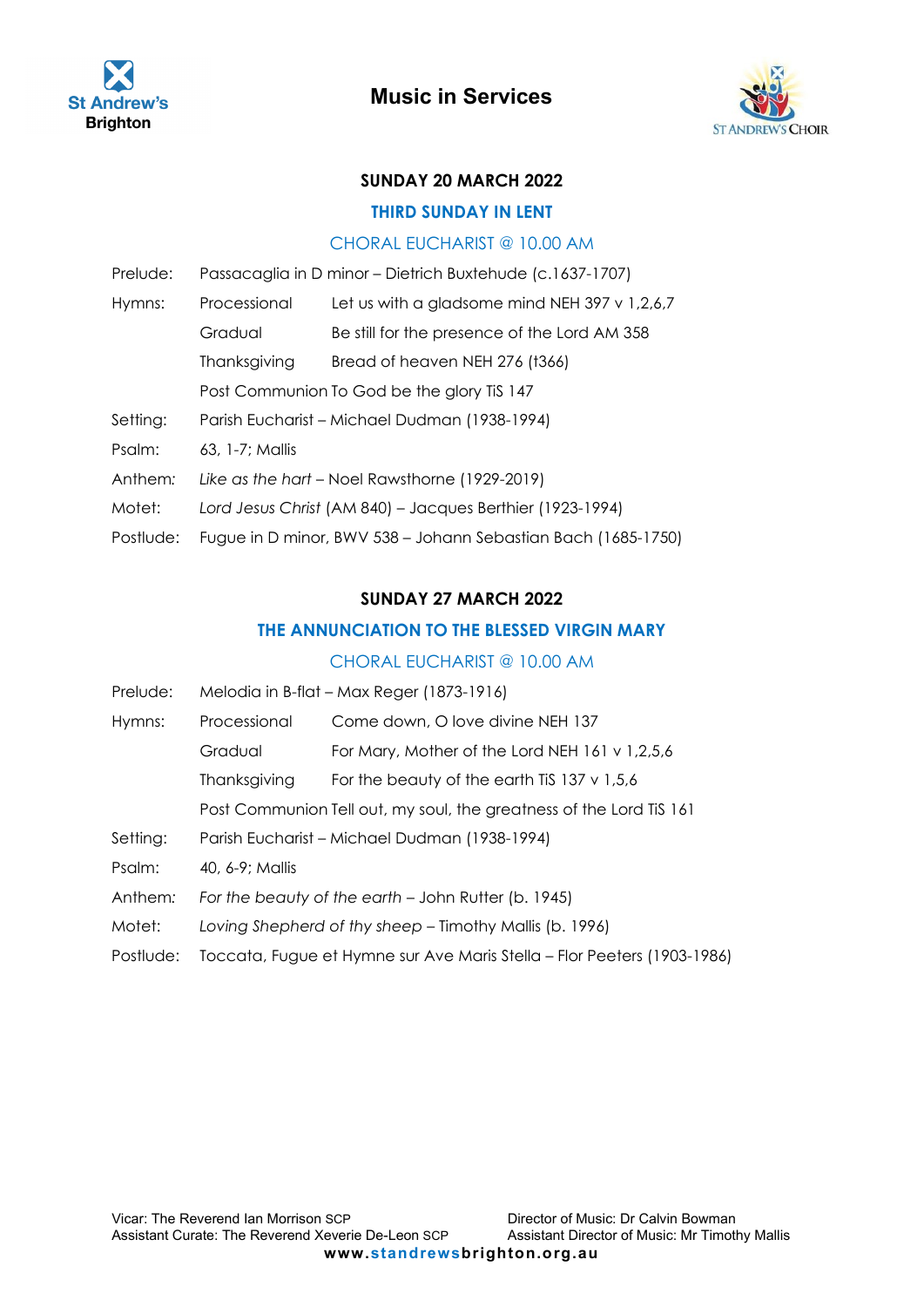St Andrew's Brighton

# Music in Services

ST ANDREW'S CHOIR

## SUNDAY 20 MARCH 2022

### THIRD SUNDAY IN LENT

### CHORAL EUCHARIST @ 10.00 AM

Prelude: Passacaglia in D minor – Dietrich Buxtehude (c.1637-1707)

Hymns:
- Processional: Let us with a gladsome mind NEH 397 v 1,2,6,7
- Gradual: Be still for the presence of the Lord AM 358
- Thanksgiving: Bread of heaven NEH 276 (t366)
- Post Communion: To God be the glory TiS 147

Setting: Parish Eucharist – Michael Dudman (1938-1994)

Psalm: 63, 1-7; Mallis

Anthem: *Like as the hart* – Noel Rawsthorne (1929-2019)

Motet: *Lord Jesus Christ* (AM 840) – Jacques Berthier (1923-1994)

Postlude: Fugue in D minor, BWV 538 – Johann Sebastian Bach (1685-1750)

## SUNDAY 27 MARCH 2022

### THE ANNUNCIATION TO THE BLESSED VIRGIN MARY

### CHORAL EUCHARIST @ 10.00 AM

Prelude: Melodia in B-flat – Max Reger (1873-1916)

Hymns:
- Processional: Come down, O love divine NEH 137
- Gradual: For Mary, Mother of the Lord NEH 161 v 1,2,5,6
- Thanksgiving: For the beauty of the earth TiS 137 v 1,5,6
- Post Communion: Tell out, my soul, the greatness of the Lord TiS 161

Setting: Parish Eucharist – Michael Dudman (1938-1994)

Psalm: 40, 6-9; Mallis

Anthem: *For the beauty of the earth* – John Rutter (b. 1945)

Motet: *Loving Shepherd of thy sheep* – Timothy Mallis (b. 1996)

Postlude: Toccata, Fugue et Hymne sur Ave Maris Stella – Flor Peeters (1903-1986)

Vicar: The Reverend Ian Morrison SCP
Assistant Curate: The Reverend Xeverie De-Leon SCP

Director of Music: Dr Calvin Bowman
Assistant Director of Music: Mr Timothy Mallis

www.standrewsbrighton.org.au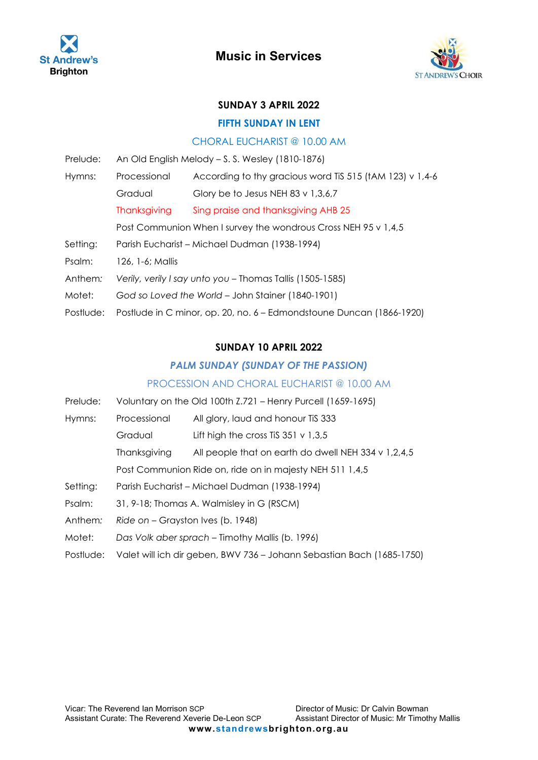St Andrew's Brighton

# Music in Services

ST ANDREW'S CHOIR

## SUNDAY 3 APRIL 2022

### FIFTH SUNDAY IN LENT

### CHORAL EUCHARIST @ 10.00 AM

Prelude: An Old English Melody – S. S. Wesley (1810-1876)

Hymns:
- Processional: According to thy gracious word TiS 515 (tAM 123) v 1,4-6
- Gradual: Glory be to Jesus NEH 83 v 1,3,6,7
- Thanksgiving: Sing praise and thanksgiving AHB 25
- Post Communion: When I survey the wondrous Cross NEH 95 v 1,4,5

Setting: Parish Eucharist – Michael Dudman (1938-1994)

Psalm: 126, 1-6; Mallis

Anthem: *Verily, verily I say unto you* – Thomas Tallis (1505-1585)

Motet: *God so Loved the World* – John Stainer (1840-1901)

Postlude: Postlude in C minor, op. 20, no. 6 – Edmondstoune Duncan (1866-1920)

## SUNDAY 10 APRIL 2022

### *PALM SUNDAY (SUNDAY OF THE PASSION)*

### PROCESSION AND CHORAL EUCHARIST @ 10.00 AM

Prelude: Voluntary on the Old 100th Z.721 – Henry Purcell (1659-1695)

Hymns:
- Processional: All glory, laud and honour TiS 333
- Gradual: Lift high the cross TiS 351 v 1,3,5
- Thanksgiving: All people that on earth do dwell NEH 334 v 1,2,4,5
- Post Communion: Ride on, ride on in majesty NEH 511 1,4,5

Setting: Parish Eucharist – Michael Dudman (1938-1994)

Psalm: 31, 9-18; Thomas A. Walmisley in G (RSCM)

Anthem: *Ride on* – Grayston Ives (b. 1948)

Motet: *Das Volk aber sprach* – Timothy Mallis (b. 1996)

Postlude: Valet will ich dir geben, BWV 736 – Johann Sebastian Bach (1685-1750)

Vicar: The Reverend Ian Morrison SCP
Assistant Curate: The Reverend Xeverie De-Leon SCP

Director of Music: Dr Calvin Bowman
Assistant Director of Music: Mr Timothy Mallis

www.standrewsbrighton.org.au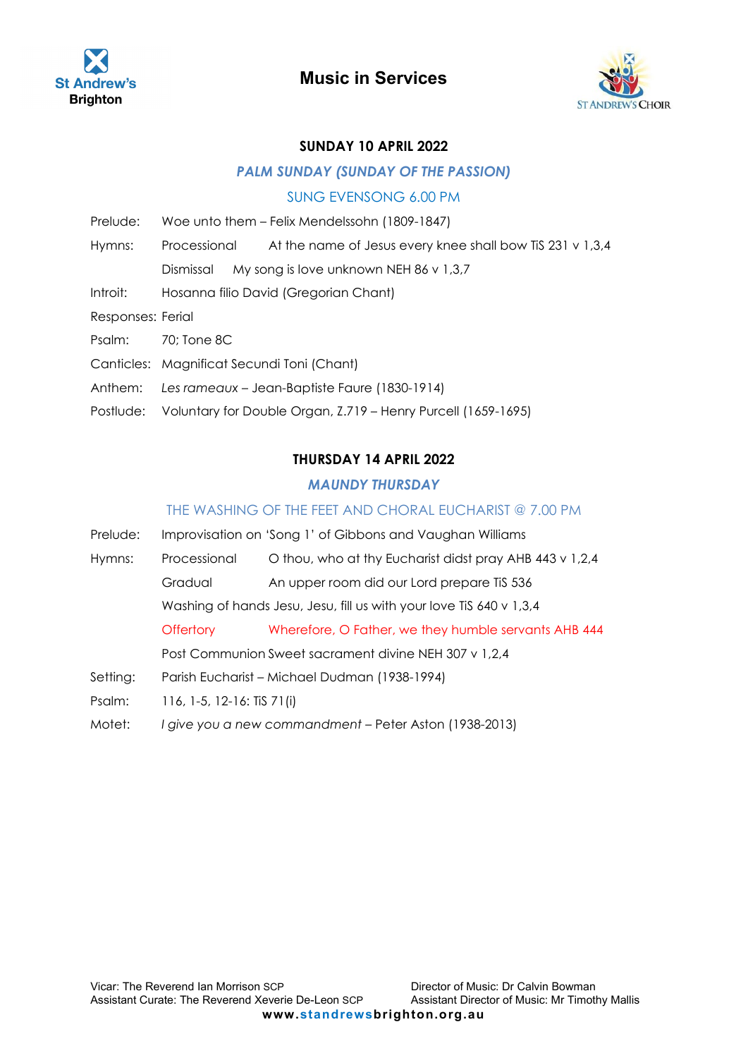St Andrew's Brighton

# Music in Services

ST ANDREW'S CHOIR

## SUNDAY 10 APRIL 2022

### *PALM SUNDAY (SUNDAY OF THE PASSION)*

### SUNG EVENSONG 6.00 PM

Prelude: Woe unto them – Felix Mendelssohn (1809-1847)

Hymns: Processional At the name of Jesus every knee shall bow TiS 231 v 1,3,4

Dismissal My song is love unknown NEH 86 v 1,3,7

Introit: Hosanna filio David (Gregorian Chant)

Responses: Ferial

Psalm: 70; Tone 8C

Canticles: Magnificat Secundi Toni (Chant)

Anthem: *Les rameaux* – Jean-Baptiste Faure (1830-1914)

Postlude: Voluntary for Double Organ, Z.719 – Henry Purcell (1659-1695)

## THURSDAY 14 APRIL 2022

### *MAUNDY THURSDAY*

### THE WASHING OF THE FEET AND CHORAL EUCHARIST @ 7.00 PM

Prelude: Improvisation on 'Song 1' of Gibbons and Vaughan Williams

Hymns: Processional O thou, who at thy Eucharist didst pray AHB 443 v 1,2,4

Gradual An upper room did our Lord prepare TiS 536

Washing of hands Jesu, Jesu, fill us with your love TiS 640 v 1,3,4

Offertory Wherefore, O Father, we they humble servants AHB 444

Post Communion Sweet sacrament divine NEH 307 v 1,2,4

Setting: Parish Eucharist – Michael Dudman (1938-1994)

Psalm: 116, 1-5, 12-16: TiS 71(i)

Motet: *I give you a new commandment* – Peter Aston (1938-2013)

Vicar: The Reverend Ian Morrison SCP
Assistant Curate: The Reverend Xeverie De-Leon SCP

Director of Music: Dr Calvin Bowman
Assistant Director of Music: Mr Timothy Mallis

www.standrewsbrighton.org.au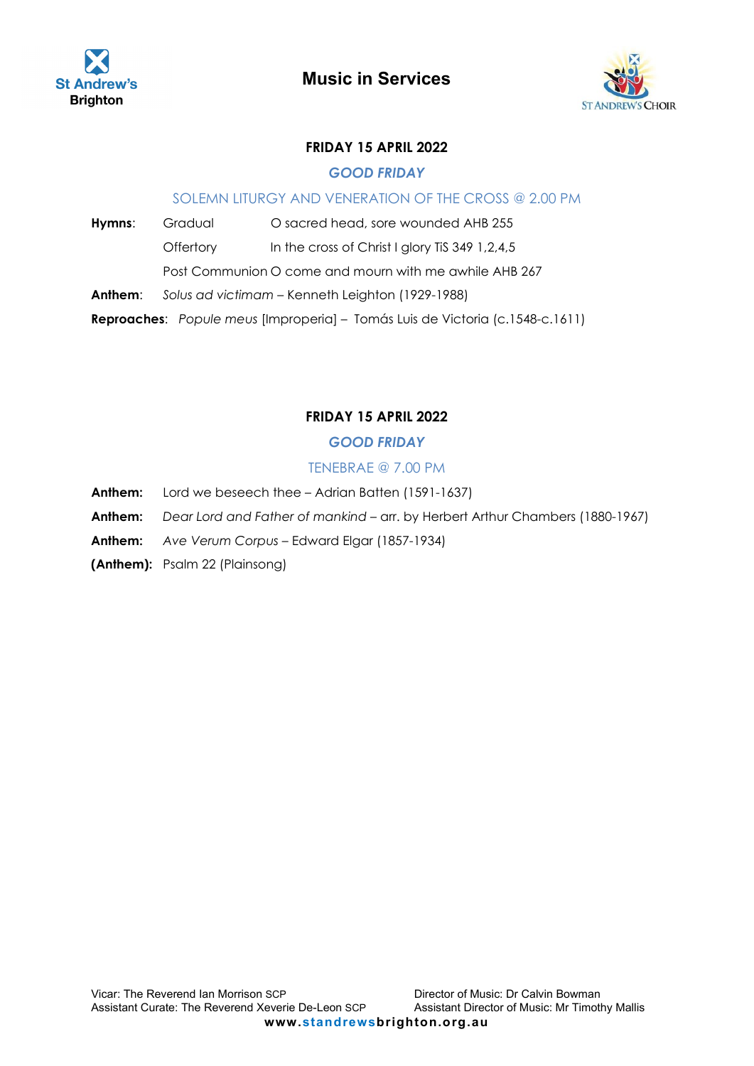# Music in Services

**FRIDAY 15 APRIL 2022**

***GOOD FRIDAY***

SOLEMN LITURGY AND VENERATION OF THE CROSS @ 2.00 PM

**Hymns**: Gradual O sacred head, sore wounded AHB 255

Offertory In the cross of Christ I glory TiS 349 1,2,4,5

Post Communion O come and mourn with me awhile AHB 267

**Anthem**: *Solus ad victimam* – Kenneth Leighton (1929-1988)

**Reproaches**: *Popule meus* [Improperia] – Tomás Luis de Victoria (c.1548-c.1611)

**FRIDAY 15 APRIL 2022**

***GOOD FRIDAY***

TENEBRAE @ 7.00 PM

**Anthem:** Lord we beseech thee – Adrian Batten (1591-1637)

**Anthem:** *Dear Lord and Father of mankind* – arr. by Herbert Arthur Chambers (1880-1967)

**Anthem:** *Ave Verum Corpus* – Edward Elgar (1857-1934)

**(Anthem):** Psalm 22 (Plainsong)

Vicar: The Reverend Ian Morrison SCP
Assistant Curate: The Reverend Xeverie De-Leon SCP

Director of Music: Dr Calvin Bowman
Assistant Director of Music: Mr Timothy Mallis

www.standrewsbrighton.org.au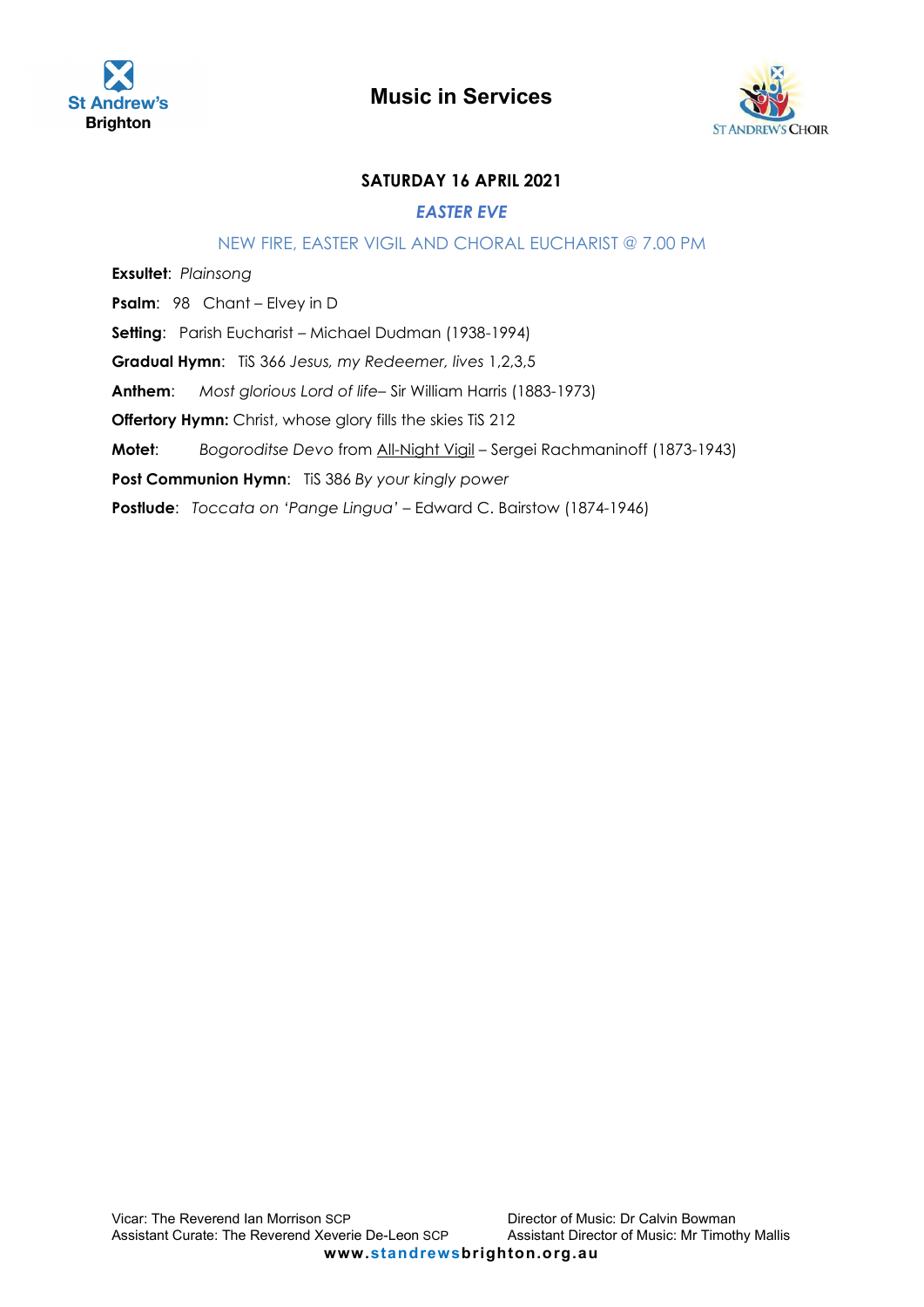St Andrew's Brighton

# Music in Services

ST ANDREW'S CHOIR

**SATURDAY 16 APRIL 2021**

***EASTER EVE***

NEW FIRE, EASTER VIGIL AND CHORAL EUCHARIST @ 7.00 PM

**Exsultet**: *Plainsong*

**Psalm**: 98 Chant – Elvey in D

**Setting**: Parish Eucharist – Michael Dudman (1938-1994)

**Gradual Hymn**: TiS 366 *Jesus, my Redeemer, lives* 1,2,3,5

**Anthem**: *Most glorious Lord of life*– Sir William Harris (1883-1973)

**Offertory Hymn:** Christ, whose glory fills the skies TiS 212

**Motet**: *Bogoroditse Devo* from All-Night Vigil – Sergei Rachmaninoff (1873-1943)

**Post Communion Hymn**: TiS 386 *By your kingly power*

**Postlude**: *Toccata on 'Pange Lingua'* – Edward C. Bairstow (1874-1946)

Vicar: The Reverend Ian Morrison SCP
Assistant Curate: The Reverend Xeverie De-Leon SCP

Director of Music: Dr Calvin Bowman
Assistant Director of Music: Mr Timothy Mallis

www.standrewsbrighton.org.au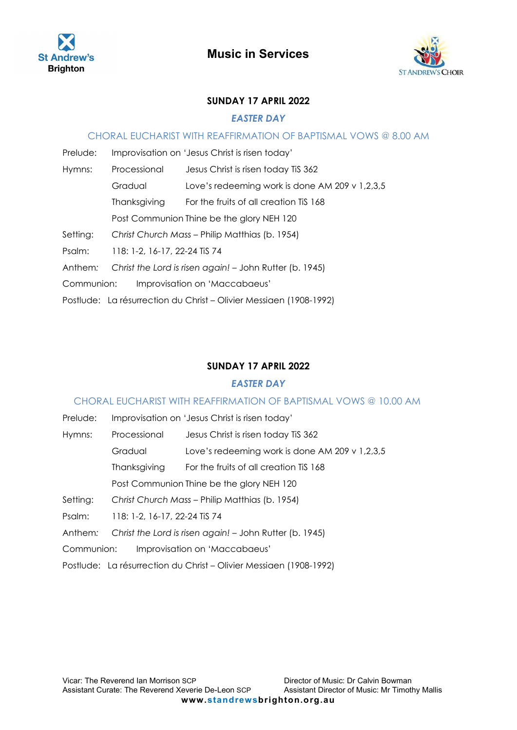St Andrew's Brighton

# Music in Services

ST ANDREW'S CHOIR

**SUNDAY 17 APRIL 2022**

***EASTER DAY***

CHORAL EUCHARIST WITH REAFFIRMATION OF BAPTISMAL VOWS @ 8.00 AM

Prelude: Improvisation on 'Jesus Christ is risen today'

Hymns: Processional Jesus Christ is risen today TiS 362
Gradual Love's redeeming work is done AM 209 v 1,2,3,5
Thanksgiving For the fruits of all creation TiS 168
Post Communion Thine be the glory NEH 120

Setting: *Christ Church Mass* – Philip Matthias (b. 1954)

Psalm: 118: 1-2, 16-17, 22-24 TiS 74

Anthem: *Christ the Lord is risen again!* – John Rutter (b. 1945)

Communion: Improvisation on 'Maccabaeus'

Postlude: La résurrection du Christ – Olivier Messiaen (1908-1992)

**SUNDAY 17 APRIL 2022**

***EASTER DAY***

CHORAL EUCHARIST WITH REAFFIRMATION OF BAPTISMAL VOWS @ 10.00 AM

Prelude: Improvisation on 'Jesus Christ is risen today'

Hymns: Processional Jesus Christ is risen today TiS 362
Gradual Love's redeeming work is done AM 209 v 1,2,3,5
Thanksgiving For the fruits of all creation TiS 168
Post Communion Thine be the glory NEH 120

Setting: *Christ Church Mass* – Philip Matthias (b. 1954)

Psalm: 118: 1-2, 16-17, 22-24 TiS 74

Anthem: *Christ the Lord is risen again!* – John Rutter (b. 1945)

Communion: Improvisation on 'Maccabaeus'

Postlude: La résurrection du Christ – Olivier Messiaen (1908-1992)

Vicar: The Reverend Ian Morrison SCP
Assistant Curate: The Reverend Xeverie De-Leon SCP

Director of Music: Dr Calvin Bowman
Assistant Director of Music: Mr Timothy Mallis

**www.standrewsbrighton.org.au**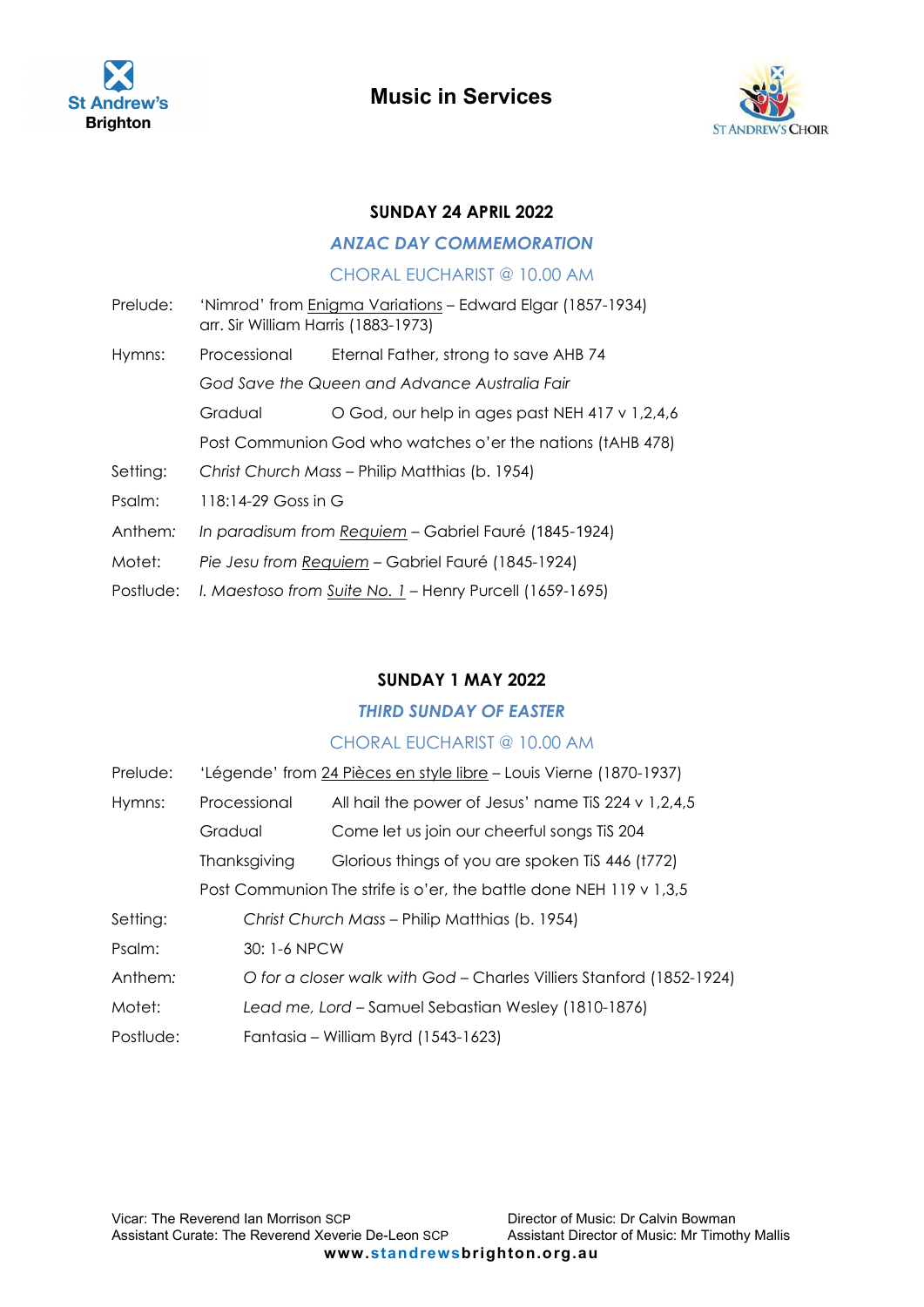St Andrew's Brighton

# Music in Services

ST ANDREW'S CHOIR

## SUNDAY 24 APRIL 2022

### *ANZAC DAY COMMEMORATION*

### CHORAL EUCHARIST @ 10.00 AM

| | | |
|---|---|---|
| Prelude: | 'Nimrod' from Enigma Variations – Edward Elgar (1857-1934) arr. Sir William Harris (1883-1973) | |
| Hymns: | Processional | Eternal Father, strong to save AHB 74 |
| | *God Save the Queen and Advance Australia Fair* | |
| | Gradual | O God, our help in ages past NEH 417 v 1,2,4,6 |
| | Post Communion | God who watches o'er the nations (tAHB 478) |
| Setting: | *Christ Church Mass* – Philip Matthias (b. 1954) | |
| Psalm: | 118:14-29 Goss in G | |
| Anthem: | *In paradisum from* Requiem – Gabriel Fauré (1845-1924) | |
| Motet: | *Pie Jesu from* Requiem – Gabriel Fauré (1845-1924) | |
| Postlude: | *I. Maestoso from* Suite No. 1 – Henry Purcell (1659-1695) | |

## SUNDAY 1 MAY 2022

### *THIRD SUNDAY OF EASTER*

### CHORAL EUCHARIST @ 10.00 AM

| | | |
|---|---|---|
| Prelude: | 'Légende' from 24 Pièces en style libre – Louis Vierne (1870-1937) | |
| Hymns: | Processional | All hail the power of Jesus' name TiS 224 v 1,2,4,5 |
| | Gradual | Come let us join our cheerful songs TiS 204 |
| | Thanksgiving | Glorious things of you are spoken TiS 446 (t772) |
| | Post Communion | The strife is o'er, the battle done NEH 119 v 1,3,5 |
| Setting: | *Christ Church Mass* – Philip Matthias (b. 1954) | |
| Psalm: | 30: 1-6 NPCW | |
| Anthem: | *O for a closer walk with God* – Charles Villiers Stanford (1852-1924) | |
| Motet: | *Lead me, Lord* – Samuel Sebastian Wesley (1810-1876) | |
| Postlude: | Fantasia – William Byrd (1543-1623) | |

Vicar: The Reverend Ian Morrison SCP
Assistant Curate: The Reverend Xeverie De-Leon SCP

Director of Music: Dr Calvin Bowman
Assistant Director of Music: Mr Timothy Mallis

**www.standrewsbrighton.org.au**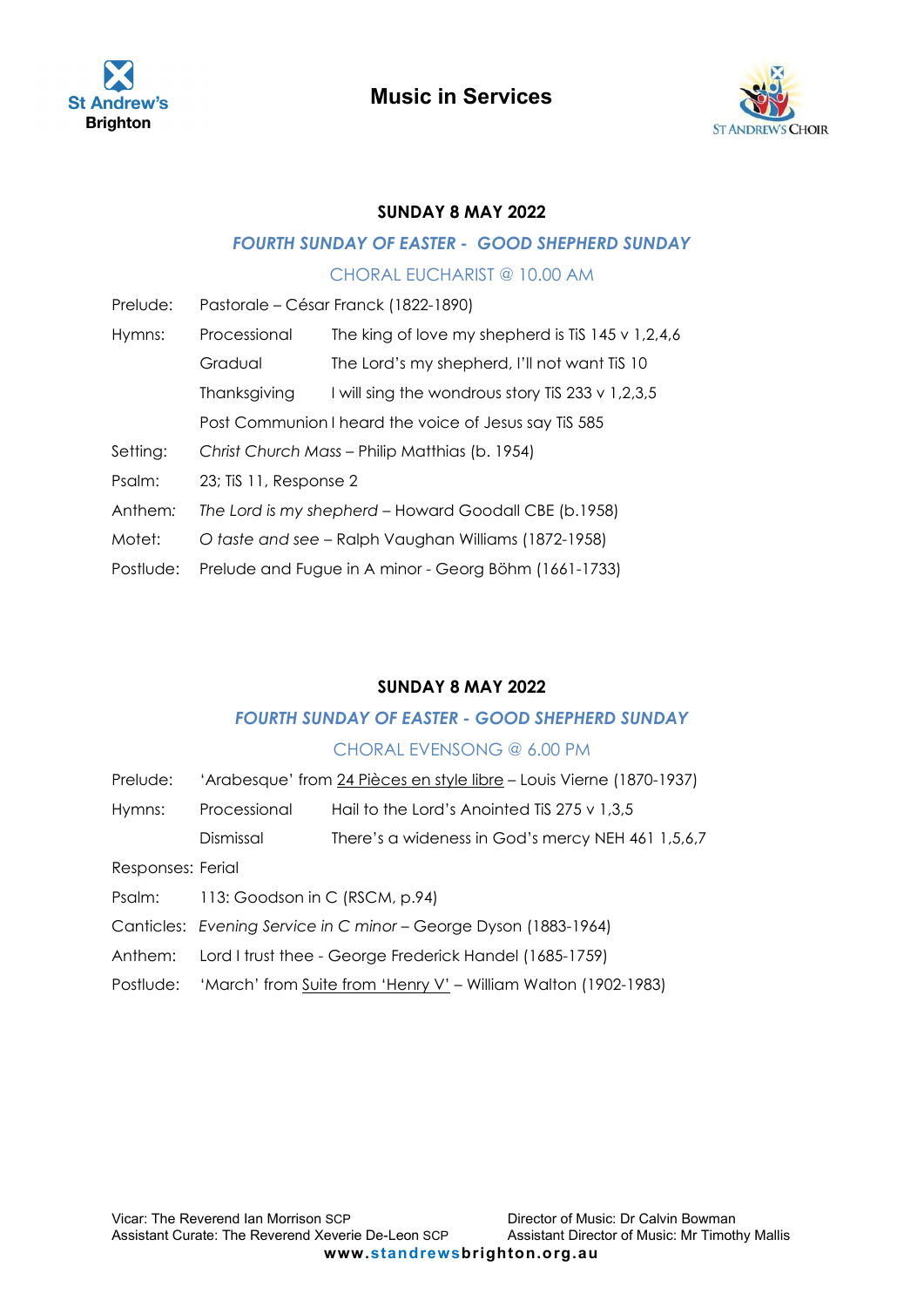St Andrew's Brighton

# Music in Services

ST ANDREW'S CHOIR

### SUNDAY 8 MAY 2022

***FOURTH SUNDAY OF EASTER - GOOD SHEPHERD SUNDAY***

CHORAL EUCHARIST @ 10.00 AM

| | | |
|---|---|---|
| Prelude: | Pastorale – César Franck (1822-1890) | |
| Hymns: | Processional | The king of love my shepherd is TiS 145 v 1,2,4,6 |
| | Gradual | The Lord's my shepherd, I'll not want TiS 10 |
| | Thanksgiving | I will sing the wondrous story TiS 233 v 1,2,3,5 |
| | Post Communion | I heard the voice of Jesus say TiS 585 |
| Setting: | *Christ Church Mass* – Philip Matthias (b. 1954) | |
| Psalm: | 23; TiS 11, Response 2 | |
| Anthem: | *The Lord is my shepherd* – Howard Goodall CBE (b.1958) | |
| Motet: | *O taste and see* – Ralph Vaughan Williams (1872-1958) | |
| Postlude: | Prelude and Fugue in A minor - Georg Böhm (1661-1733) | |

### SUNDAY 8 MAY 2022

***FOURTH SUNDAY OF EASTER - GOOD SHEPHERD SUNDAY***

CHORAL EVENSONG @ 6.00 PM

| | | |
|---|---|---|
| Prelude: | 'Arabesque' from 24 Pièces en style libre – Louis Vierne (1870-1937) | |
| Hymns: | Processional | Hail to the Lord's Anointed TiS 275 v 1,3,5 |
| | Dismissal | There's a wideness in God's mercy NEH 461 1,5,6,7 |
| Responses: | Ferial | |
| Psalm: | 113: Goodson in C (RSCM, p.94) | |
| Canticles: | *Evening Service in C minor* – George Dyson (1883-1964) | |
| Anthem: | Lord I trust thee - George Frederick Handel (1685-1759) | |
| Postlude: | 'March' from Suite from 'Henry V' – William Walton (1902-1983) | |

Vicar: The Reverend Ian Morrison SCP
Assistant Curate: The Reverend Xeverie De-Leon SCP

Director of Music: Dr Calvin Bowman
Assistant Director of Music: Mr Timothy Mallis

**www.standrewsbrighton.org.au**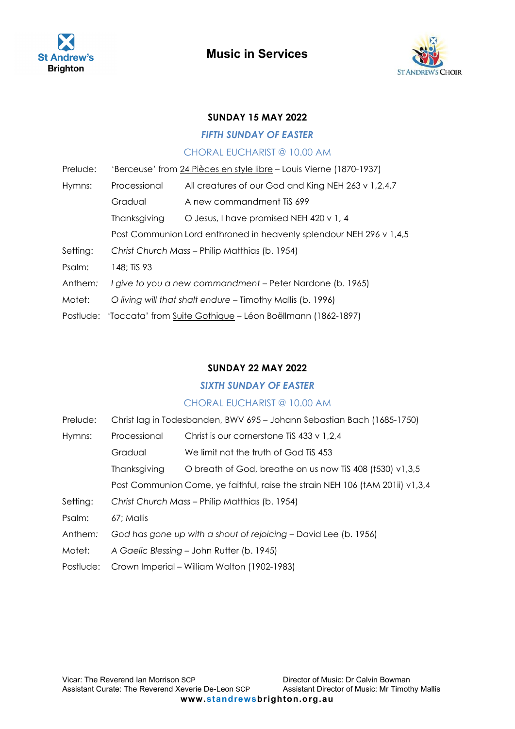St Andrew's Brighton

# Music in Services

ST ANDREW'S CHOIR

## SUNDAY 15 MAY 2022

### *FIFTH SUNDAY OF EASTER*

CHORAL EUCHARIST @ 10.00 AM

| | | |
|---|---|---|
| Prelude: | 'Berceuse' from 24 Pièces en style libre – Louis Vierne (1870-1937) | |
| Hymns: | Processional | All creatures of our God and King NEH 263 v 1,2,4,7 |
| | Gradual | A new commandment TiS 699 |
| | Thanksgiving | O Jesus, I have promised NEH 420 v 1, 4 |
| | Post Communion | Lord enthroned in heavenly splendour NEH 296 v 1,4,5 |
| Setting: | *Christ Church Mass* – Philip Matthias (b. 1954) | |
| Psalm: | 148; TiS 93 | |
| Anthem: | *I give to you a new commandment* – Peter Nardone (b. 1965) | |
| Motet: | *O living will that shalt endure* – Timothy Mallis (b. 1996) | |
| Postlude: | 'Toccata' from Suite Gothique – Léon Boëllmann (1862-1897) | |

## SUNDAY 22 MAY 2022

### *SIXTH SUNDAY OF EASTER*

CHORAL EUCHARIST @ 10.00 AM

| | | |
|---|---|---|
| Prelude: | Christ lag in Todesbanden, BWV 695 – Johann Sebastian Bach (1685-1750) | |
| Hymns: | Processional | Christ is our cornerstone TiS 433 v 1,2,4 |
| | Gradual | We limit not the truth of God TiS 453 |
| | Thanksgiving | O breath of God, breathe on us now TiS 408 (tTiS 530) v1,3,5 |
| | Post Communion | Come, ye faithful, raise the strain NEH 106 (tAM 201ii) v1,3,4 |
| Setting: | *Christ Church Mass* – Philip Matthias (b. 1954) | |
| Psalm: | 67; Mallis | |
| Anthem: | *God has gone up with a shout of rejoicing* – David Lee (b. 1956) | |
| Motet: | *A Gaelic Blessing* – John Rutter (b. 1945) | |
| Postlude: | Crown Imperial – William Walton (1902-1983) | |

Vicar: The Reverend Ian Morrison SCP
Assistant Curate: The Reverend Xeverie De-Leon SCP

Director of Music: Dr Calvin Bowman
Assistant Director of Music: Mr Timothy Mallis

**www.standrewsbrighton.org.au**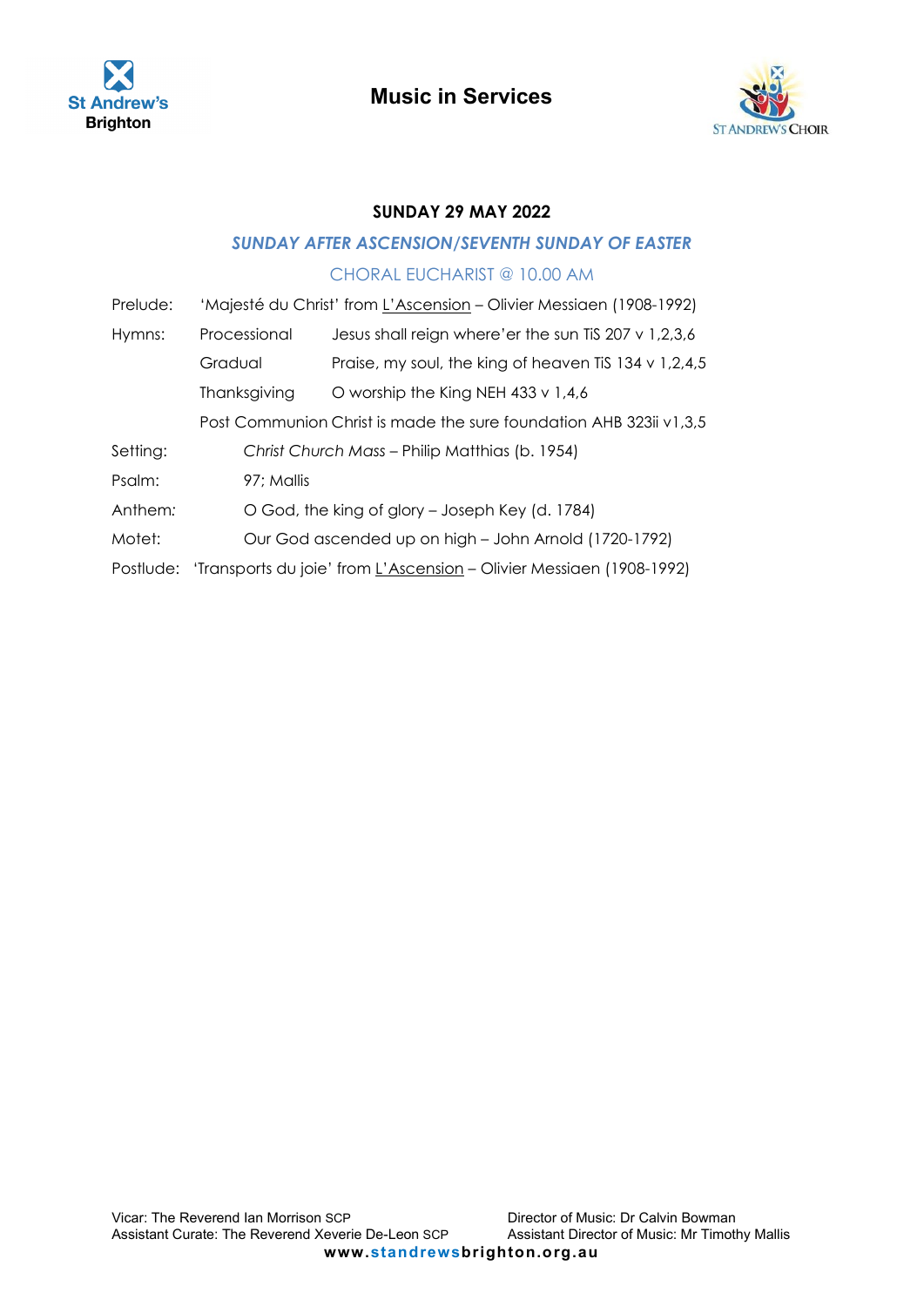St Andrew's Brighton

# Music in Services

ST ANDREW'S CHOIR

**SUNDAY 29 MAY 2022**

***SUNDAY AFTER ASCENSION/SEVENTH SUNDAY OF EASTER***

CHORAL EUCHARIST @ 10.00 AM

Prelude: 'Majesté du Christ' from L'Ascension – Olivier Messiaen (1908-1992)

| | | |
|---|---|---|
| Hymns: | Processional | Jesus shall reign where'er the sun TiS 207 v 1,2,3,6 |
| | Gradual | Praise, my soul, the king of heaven TiS 134 v 1,2,4,5 |
| | Thanksgiving | O worship the King NEH 433 v 1,4,6 |
| | Post Communion | Christ is made the sure foundation AHB 323ii v1,3,5 |

Setting: *Christ Church Mass* – Philip Matthias (b. 1954)

Psalm: 97; Mallis

Anthem: O God, the king of glory – Joseph Key (d. 1784)

Motet: Our God ascended up on high – John Arnold (1720-1792)

Postlude: 'Transports du joie' from L'Ascension – Olivier Messiaen (1908-1992)

Vicar: The Reverend Ian Morrison SCP
Assistant Curate: The Reverend Xeverie De-Leon SCP

Director of Music: Dr Calvin Bowman
Assistant Director of Music: Mr Timothy Mallis

**www.standrewsbrighton.org.au**